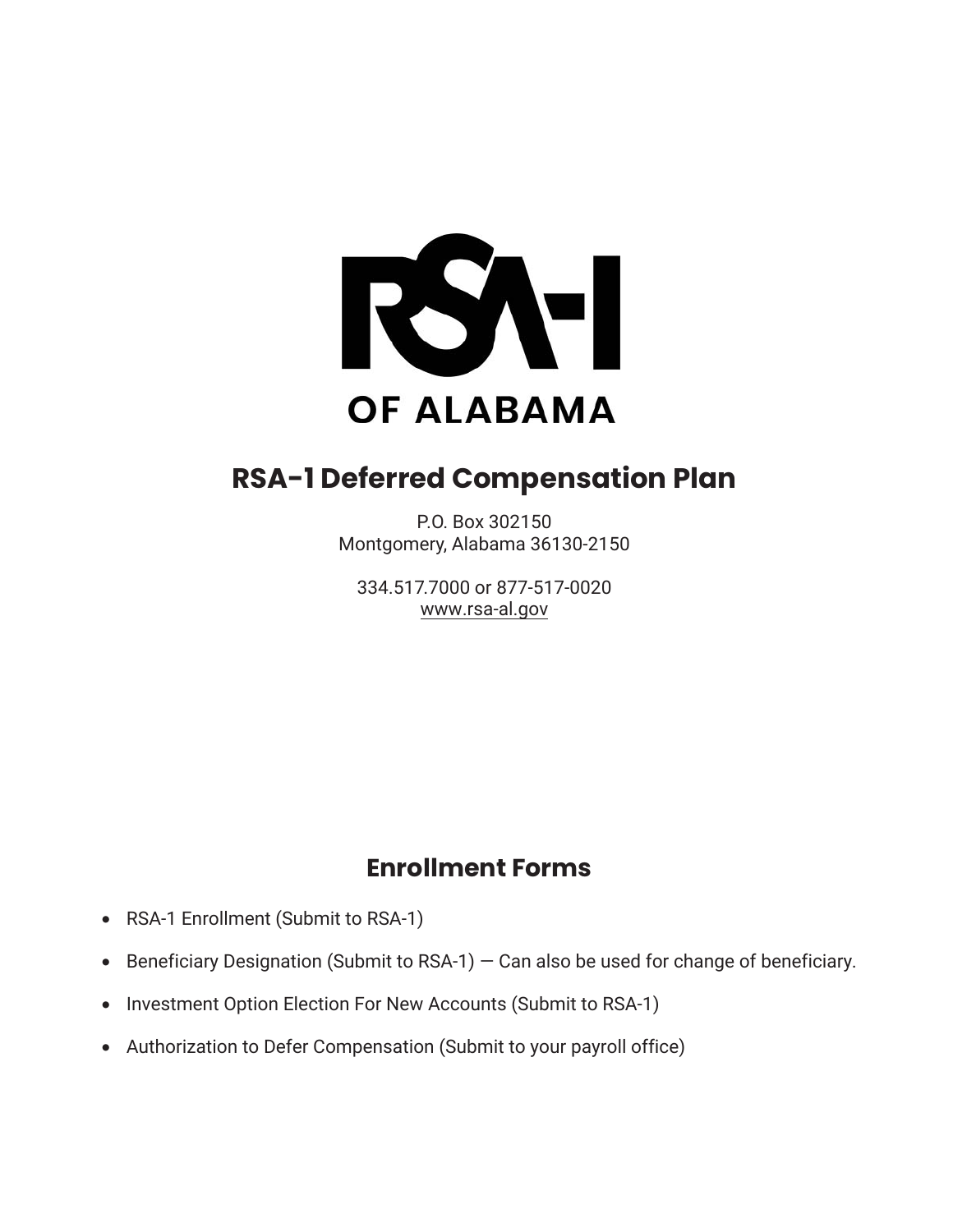RSA-1

OF ALABAMA

# RSA-1 Deferred Compensation Plan

P.O. Box 302150
Montgomery, Alabama 36130-2150

334.517.7000 or 877-517-0020
www.rsa-al.gov

## Enrollment Forms

- RSA-1 Enrollment (Submit to RSA-1)
- Beneficiary Designation (Submit to RSA-1) — Can also be used for change of beneficiary.
- Investment Option Election For New Accounts (Submit to RSA-1)
- Authorization to Defer Compensation (Submit to your payroll office)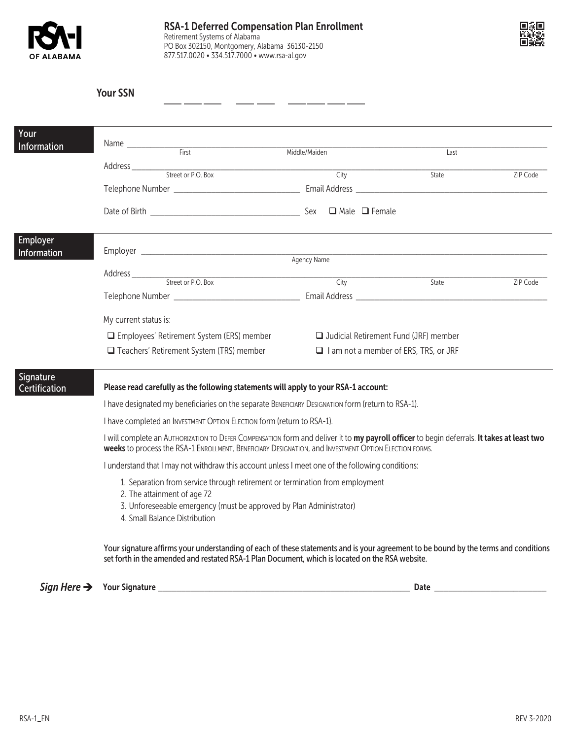# RSA-1 Deferred Compensation Plan Enrollment

Retirement Systems of Alabama
PO Box 302150, Montgomery, Alabama 36130-2150
877.517.0020 • 334.517.7000 • www.rsa-al.gov

**Your SSN** ___ ___ ___ – ___ ___ – ___ ___ ___ ___

## Your Information

Name ______________________________________________
First — Middle/Maiden — Last

Address ______________________________________________
Street or P.O. Box — City — State — ZIP Code

Telephone Number ____________________ Email Address ____________________

Date of Birth ____________________ Sex ❑ Male ❑ Female

## Employer Information

Employer ______________________________________________
Agency Name

Address ______________________________________________
Street or P.O. Box — City — State — ZIP Code

Telephone Number ____________________ Email Address ____________________

My current status is:

❑ Employees' Retirement System (ERS) member
❑ Teachers' Retirement System (TRS) member
❑ Judicial Retirement Fund (JRF) member
❑ I am not a member of ERS, TRS, or JRF

## Signature Certification

**Please read carefully as the following statements will apply to your RSA-1 account:**

I have designated my beneficiaries on the separate Beneficiary Designation form (return to RSA-1).

I have completed an Investment Option Election form (return to RSA-1).

I will complete an Authorization to Defer Compensation form and deliver it to **my payroll officer** to begin deferrals. **It takes at least two weeks** to process the RSA-1 Enrollment, Beneficiary Designation, and Investment Option Election forms.

I understand that I may not withdraw this account unless I meet one of the following conditions:

1. Separation from service through retirement or termination from employment
2. The attainment of age 72
3. Unforeseeable emergency (must be approved by Plan Administrator)
4. Small Balance Distribution

**Your signature affirms your understanding of each of these statements and is your agreement to be bound by the terms and conditions set forth in the amended and restated RSA-1 Plan Document, which is located on the RSA website.**

***Sign Here →*** **Your Signature** ______________________________ **Date** ____________________

RSA-1_EN — REV 3-2020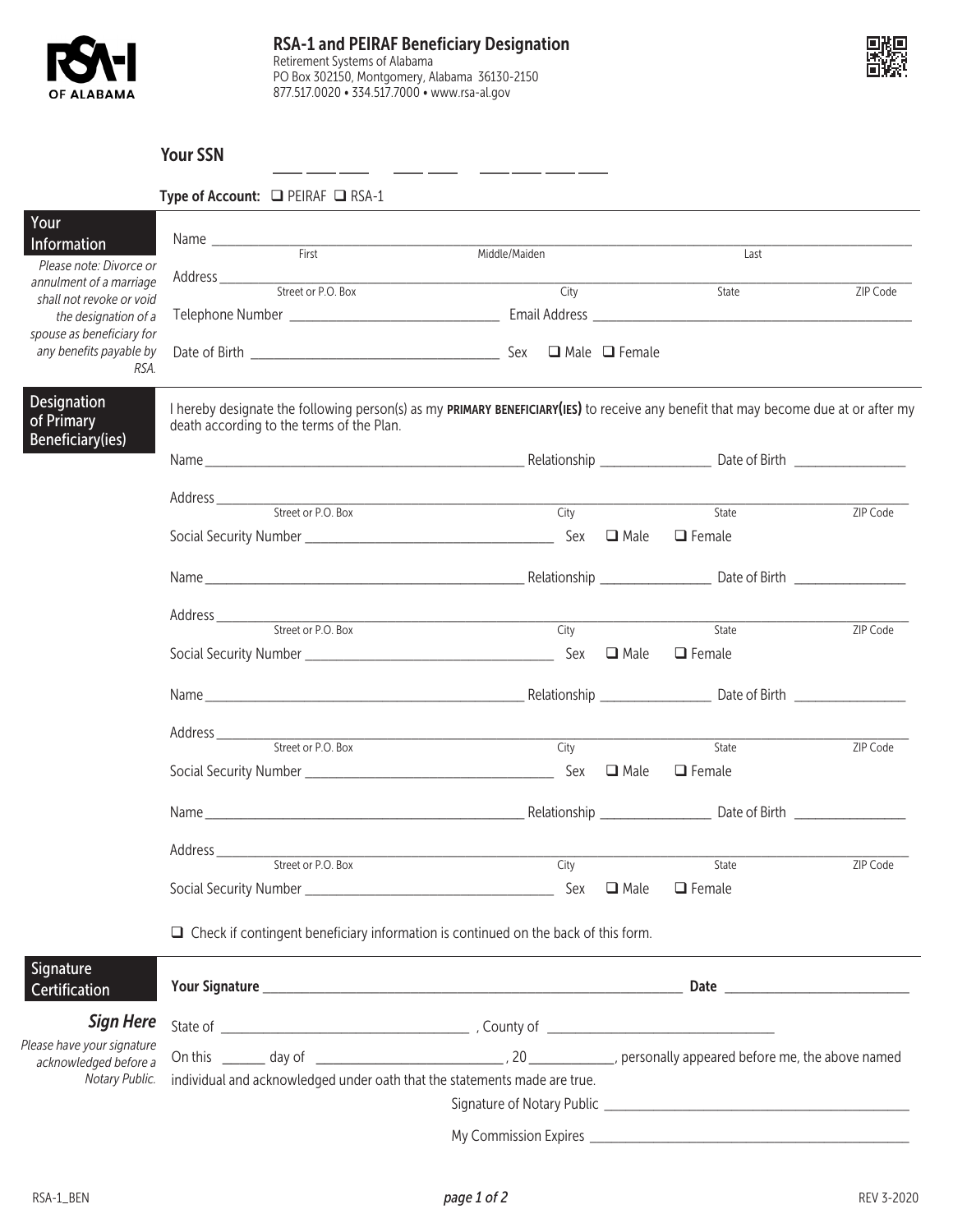**RSA-1 OF ALABAMA**

# RSA-1 and PEIRAF Beneficiary Designation

Retirement Systems of Alabama
PO Box 302150, Montgomery, Alabama 36130-2150
877.517.0020 • 334.517.7000 • www.rsa-al.gov

**Your SSN** ___ ___ ___ ___ ___ ___ ___ ___ ___

**Type of Account:** ☐ PEIRAF ☐ RSA-1

## Your Information

*Please note: Divorce or annulment of a marriage shall not revoke or void the designation of a spouse as beneficiary for any benefits payable by RSA.*

Name ______________________________________________
First | Middle/Maiden | Last

Address ______________________________________________
Street or P.O. Box | City | State | ZIP Code

Telephone Number ____________________ Email Address ____________________

Date of Birth ____________________ Sex ☐ Male ☐ Female

## Designation of Primary Beneficiary(ies)

I hereby designate the following person(s) as my **PRIMARY BENEFICIARY(IES)** to receive any benefit that may become due at or after my death according to the terms of the Plan.

Name ____________________ Relationship ____________ Date of Birth ____________

Address ______________________________________________
Street or P.O. Box | City | State | ZIP Code

Social Security Number ____________________ Sex ☐ Male ☐ Female

Name ____________________ Relationship ____________ Date of Birth ____________

Address ______________________________________________
Street or P.O. Box | City | State | ZIP Code

Social Security Number ____________________ Sex ☐ Male ☐ Female

Name ____________________ Relationship ____________ Date of Birth ____________

Address ______________________________________________
Street or P.O. Box | City | State | ZIP Code

Social Security Number ____________________ Sex ☐ Male ☐ Female

Name ____________________ Relationship ____________ Date of Birth ____________

Address ______________________________________________
Street or P.O. Box | City | State | ZIP Code

Social Security Number ____________________ Sex ☐ Male ☐ Female

☐ Check if contingent beneficiary information is continued on the back of this form.

## Signature Certification

***Sign Here***

*Please have your signature acknowledged before a Notary Public.*

**Your Signature** ______________________________ **Date** ____________

State of ____________________, County of ____________________

On this ______ day of ____________________, 20__________, personally appeared before me, the above named individual and acknowledged under oath that the statements made are true.

Signature of Notary Public ______________________________

My Commission Expires ______________________________

RSA-1_BEN REV 3-2020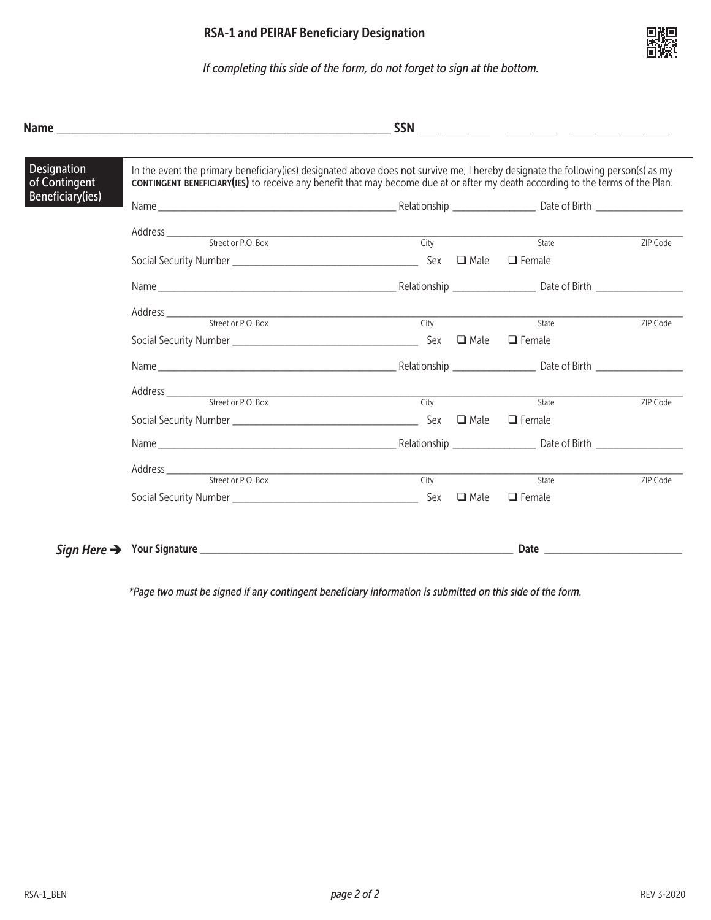## RSA-1 and PEIRAF Beneficiary Design­ation

*If completing this side of the form, do not forget to sign at the bottom.*

**Name** ______________________________ **SSN** ___ ___ ___ ___ ___ ___ ___ ___ ___

### Designation of Contingent Beneficiary(ies)

In the event the primary beneficiary(ies) designated above does **not** survive me, I hereby designate the following person(s) as my **CONTINGENT BENEFICIARY(IES)** to receive any benefit that may become due at or after my death according to the terms of the Plan.

Name ______________________________ Relationship ______________ Date of Birth ______________

Address ____________________________________________________________
Street or P.O. Box | City | State | ZIP Code

Social Security Number ______________________ Sex ❑ Male ❑ Female

Name ______________________________ Relationship ______________ Date of Birth ______________

Address ____________________________________________________________
Street or P.O. Box | City | State | ZIP Code

Social Security Number ______________________ Sex ❑ Male ❑ Female

Name ______________________________ Relationship ______________ Date of Birth ______________

Address ____________________________________________________________
Street or P.O. Box | City | State | ZIP Code

Social Security Number ______________________ Sex ❑ Male ❑ Female

Name ______________________________ Relationship ______________ Date of Birth ______________

Address ____________________________________________________________
Street or P.O. Box | City | State | ZIP Code

Social Security Number ______________________ Sex ❑ Male ❑ Female

***Sign Here*** ➔ **Your Signature** ______________________________ **Date** ______________

*\*Page two must be signed if any contingent beneficiary information is submitted on this side of the form.*

RSA-1_BEN REV 3-2020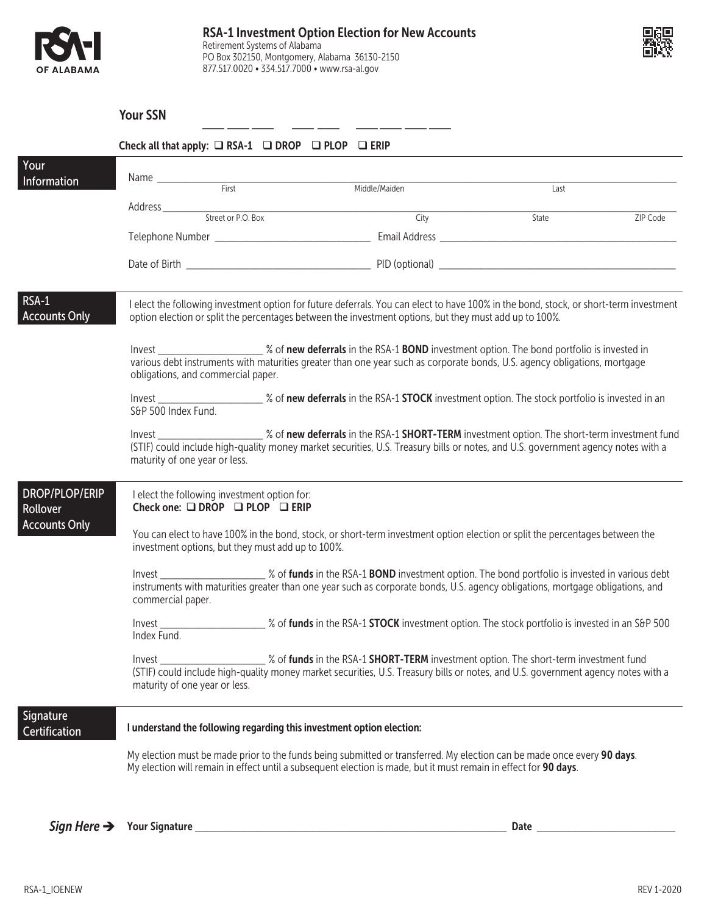# RSA-1 Investment Option Election for New Accounts

Retirement Systems of Alabama
PO Box 302150, Montgomery, Alabama 36130-2150
877.517.0020 • 334.517.7000 • www.rsa-al.gov

**Your SSN** ___ ___ ___ &nbsp; ___ ___ &nbsp; ___ ___ ___ ___

**Check all that apply:** ❑ RSA-1 ❑ DROP ❑ PLOP ❑ ERIP

## Your Information

Name ______________________________________________
First | Middle/Maiden | Last

Address ______________________________________________
Street or P.O. Box | City | State | ZIP Code

Telephone Number ______________________ Email Address ______________________

Date of Birth ______________________ PID (optional) ______________________

## RSA-1 Accounts Only

I elect the following investment option for future deferrals. You can elect to have 100% in the bond, stock, or short-term investment option election or split the percentages between the investment options, but they must add up to 100%.

Invest ______________ % of **new deferrals** in the RSA-1 **BOND** investment option. The bond portfolio is invested in various debt instruments with maturities greater than one year such as corporate bonds, U.S. agency obligations, mortgage obligations, and commercial paper.

Invest ______________ % of **new deferrals** in the RSA-1 **STOCK** investment option. The stock portfolio is invested in an S&P 500 Index Fund.

Invest ______________ % of **new deferrals** in the RSA-1 **SHORT-TERM** investment option. The short-term investment fund (STIF) could include high-quality money market securities, U.S. Treasury bills or notes, and U.S. government agency notes with a maturity of one year or less.

## DROP/PLOP/ERIP Rollover Accounts Only

I elect the following investment option for:
**Check one:** ❑ **DROP** ❑ **PLOP** ❑ **ERIP**

You can elect to have 100% in the bond, stock, or short-term investment option election or split the percentages between the investment options, but they must add up to 100%.

Invest ______________ % of **funds** in the RSA-1 **BOND** investment option. The bond portfolio is invested in various debt instruments with maturities greater than one year such as corporate bonds, U.S. agency obligations, mortgage obligations, and commercial paper.

Invest ______________ % of **funds** in the RSA-1 **STOCK** investment option. The stock portfolio is invested in an S&P 500 Index Fund.

Invest ______________ % of **funds** in the RSA-1 **SHORT-TERM** investment option. The short-term investment fund (STIF) could include high-quality money market securities, U.S. Treasury bills or notes, and U.S. government agency notes with a maturity of one year or less.

## Signature Certification

**I understand the following regarding this investment option election:**

My election must be made prior to the funds being submitted or transferred. My election can be made once every **90 days**. My election will remain in effect until a subsequent election is made, but it must remain in effect for **90 days**.

***Sign Here*** ➔ **Your Signature** ______________________________ **Date** ______________

RSA-1_IOENEW &nbsp;&nbsp;&nbsp; REV 1-2020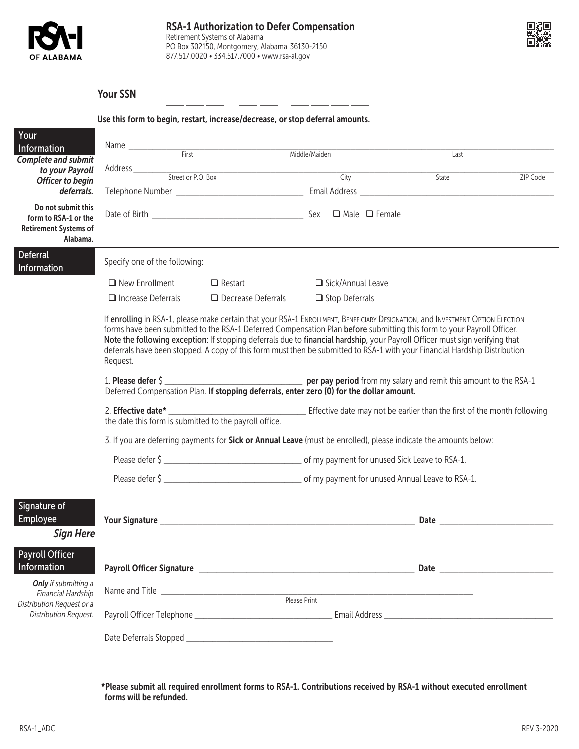# RSA-1 Authorization to Defer Compensation

Retirement Systems of Alabama
PO Box 302150, Montgomery, Alabama 36130-2150
877.517.0020 • 334.517.7000 • www.rsa-al.gov

**Your SSN** ___ ___ ___ ___ ___ ___ ___ ___ ___

**Use this form to begin, restart, increase/decrease, or stop deferral amounts.**

## Your Information

***Complete and submit to your Payroll Officer to begin deferrals.***

**Do not submit this form to RSA-1 or the Retirement Systems of Alabama.**

Name ____________________ (First) ____________________ (Middle/Maiden) ____________________ (Last)

Address ____________________ (Street or P.O. Box) ____________________ (City) ________ (State) ________ (ZIP Code)

Telephone Number ____________________ Email Address ____________________

Date of Birth ____________________ Sex ❑ Male ❑ Female

## Deferral Information

Specify one of the following:

❑ New Enrollment ❑ Restart ❑ Sick/Annual Leave

❑ Increase Deferrals ❑ Decrease Deferrals ❑ Stop Deferrals

If **enrolling** in RSA-1, please make certain that your RSA-1 Enrollment, Beneficiary Designation, and Investment Option Election forms have been submitted to the RSA-1 Deferred Compensation Plan **before** submitting this form to your Payroll Officer. **Note the following exception:** If stopping deferrals due to **financial hardship,** your Payroll Officer must sign verifying that deferrals have been stopped. A copy of this form must then be submitted to RSA-1 with your Financial Hardship Distribution Request.

1. **Please defer** $ ____________________ **per pay period** from my salary and remit this amount to the RSA-1 Deferred Compensation Plan. **If stopping deferrals, enter zero (0) for the dollar amount.**

2. **Effective date*** ____________________ Effective date may not be earlier than the first of the month following the date this form is submitted to the payroll office.

3. If you are deferring payments for **Sick or Annual Leave** (must be enrolled), please indicate the amounts below:

   Please defer $ ____________________ of my payment for unused Sick Leave to RSA-1.

   Please defer $ ____________________ of my payment for unused Annual Leave to RSA-1.

## Signature of Employee

***Sign Here***

**Your Signature** ____________________ **Date** ____________________

## Payroll Officer Information

***Only** if submitting a Financial Hardship Distribution Request or a Distribution Request.*

**Payroll Officer Signature** ____________________ **Date** ____________________

Name and Title ____________________ (Please Print)

Payroll Officer Telephone ____________________ Email Address ____________________

Date Deferrals Stopped ____________________

**\*Please submit all required enrollment forms to RSA-1. Contributions received by RSA-1 without executed enrollment forms will be refunded.**

RSA-1_ADC REV 3-2020